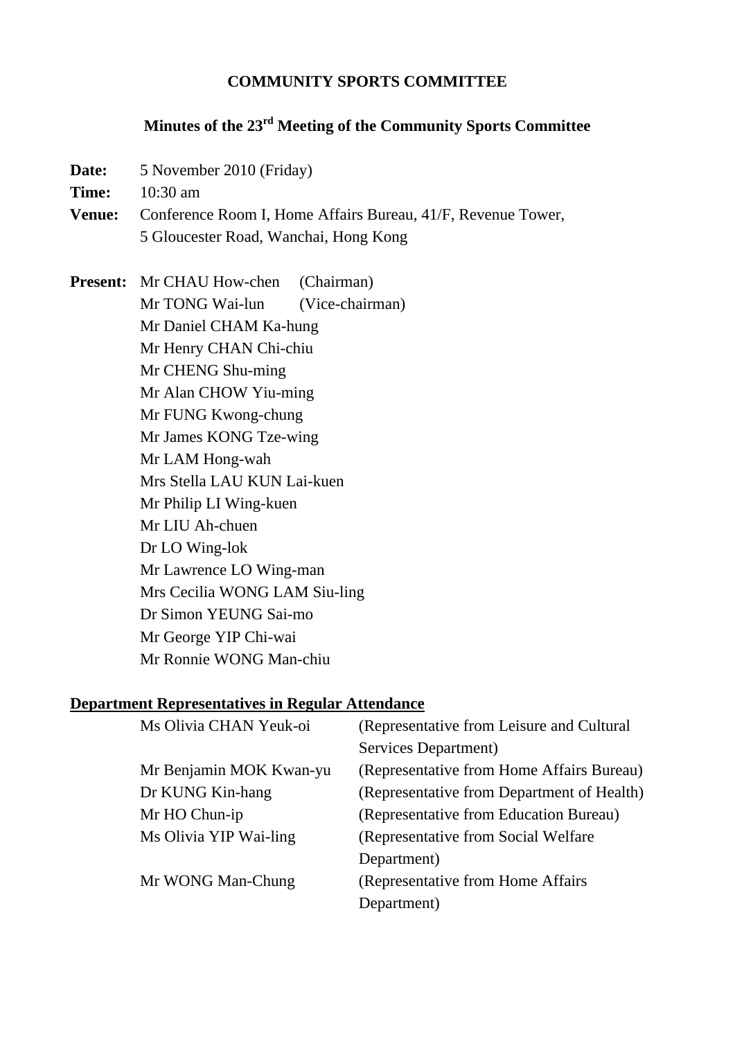# COMMUNITY SPORTS COMMITTEE

## Minutes of the 23rd Meeting of the Community Sports Committee

**Date:** 5 November 2010 (Friday)

**Time:** 10:30 am

**Venue:** Conference Room I, Home Affairs Bureau, 41/F, Revenue Tower, 5 Gloucester Road, Wanchai, Hong Kong

**Present:**
Mr CHAU How-chen (Chairman)
Mr TONG Wai-lun (Vice-chairman)
Mr Daniel CHAM Ka-hung
Mr Henry CHAN Chi-chiu
Mr CHENG Shu-ming
Mr Alan CHOW Yiu-ming
Mr FUNG Kwong-chung
Mr James KONG Tze-wing
Mr LAM Hong-wah
Mrs Stella LAU KUN Lai-kuen
Mr Philip LI Wing-kuen
Mr LIU Ah-chuen
Dr LO Wing-lok
Mr Lawrence LO Wing-man
Mrs Cecilia WONG LAM Siu-ling
Dr Simon YEUNG Sai-mo
Mr George YIP Chi-wai
Mr Ronnie WONG Man-chiu

**Department Representatives in Regular Attendance**

| | |
|---|---|
| Ms Olivia CHAN Yeuk-oi | (Representative from Leisure and Cultural Services Department) |
| Mr Benjamin MOK Kwan-yu | (Representative from Home Affairs Bureau) |
| Dr KUNG Kin-hang | (Representative from Department of Health) |
| Mr HO Chun-ip | (Representative from Education Bureau) |
| Ms Olivia YIP Wai-ling | (Representative from Social Welfare Department) |
| Mr WONG Man-Chung | (Representative from Home Affairs Department) |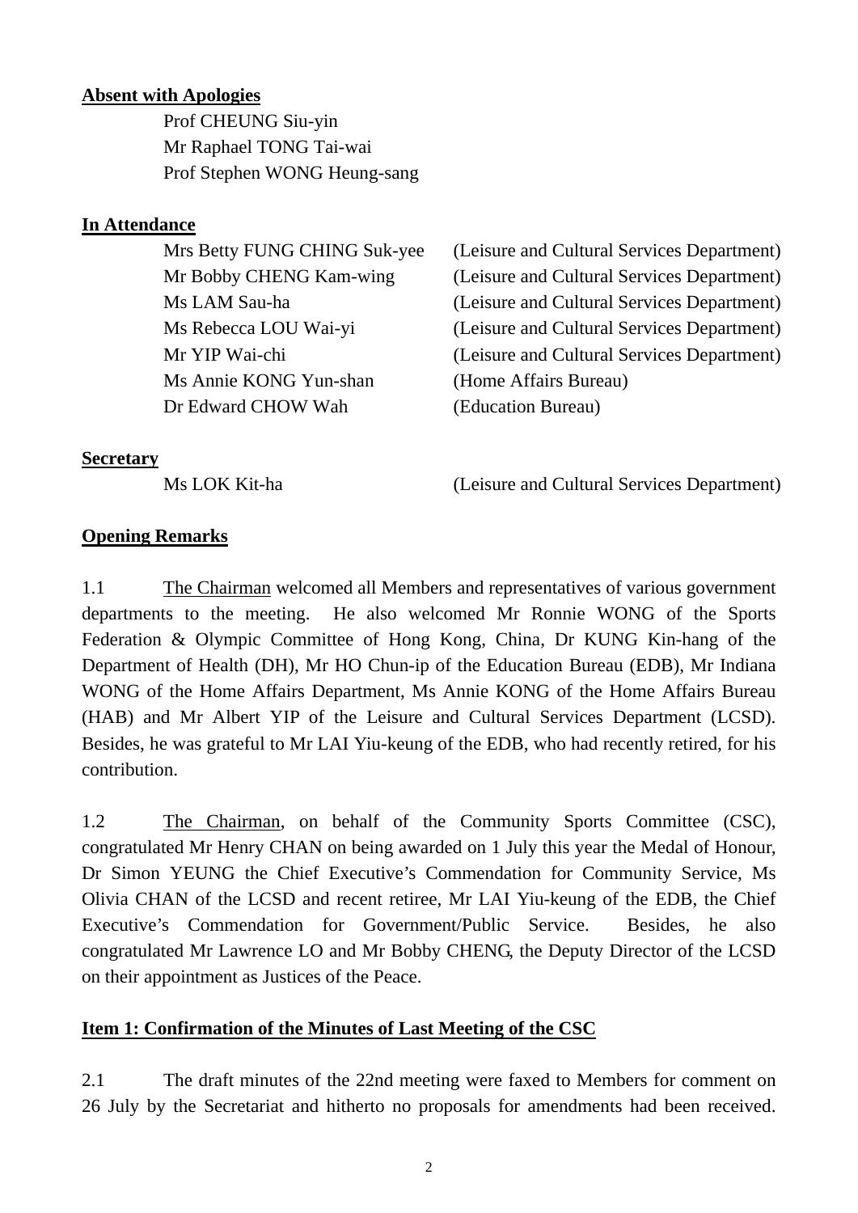**Absent with Apologies**

Prof CHEUNG Siu-yin
Mr Raphael TONG Tai-wai
Prof Stephen WONG Heung-sang

**In Attendance**

| | |
|---|---|
| Mrs Betty FUNG CHING Suk-yee | (Leisure and Cultural Services Department) |
| Mr Bobby CHENG Kam-wing | (Leisure and Cultural Services Department) |
| Ms LAM Sau-ha | (Leisure and Cultural Services Department) |
| Ms Rebecca LOU Wai-yi | (Leisure and Cultural Services Department) |
| Mr YIP Wai-chi | (Leisure and Cultural Services Department) |
| Ms Annie KONG Yun-shan | (Home Affairs Bureau) |
| Dr Edward CHOW Wah | (Education Bureau) |

**Secretary**

| | |
|---|---|
| Ms LOK Kit-ha | (Leisure and Cultural Services Department) |

**Opening Remarks**

1.1 The Chairman welcomed all Members and representatives of various government departments to the meeting. He also welcomed Mr Ronnie WONG of the Sports Federation & Olympic Committee of Hong Kong, China, Dr KUNG Kin-hang of the Department of Health (DH), Mr HO Chun-ip of the Education Bureau (EDB), Mr Indiana WONG of the Home Affairs Department, Ms Annie KONG of the Home Affairs Bureau (HAB) and Mr Albert YIP of the Leisure and Cultural Services Department (LCSD). Besides, he was grateful to Mr LAI Yiu-keung of the EDB, who had recently retired, for his contribution.

1.2 The Chairman, on behalf of the Community Sports Committee (CSC), congratulated Mr Henry CHAN on being awarded on 1 July this year the Medal of Honour, Dr Simon YEUNG the Chief Executive's Commendation for Community Service, Ms Olivia CHAN of the LCSD and recent retiree, Mr LAI Yiu-keung of the EDB, the Chief Executive's Commendation for Government/Public Service. Besides, he also congratulated Mr Lawrence LO and Mr Bobby CHENG, the Deputy Director of the LCSD on their appointment as Justices of the Peace.

**Item 1: Confirmation of the Minutes of Last Meeting of the CSC**

2.1 The draft minutes of the 22nd meeting were faxed to Members for comment on 26 July by the Secretariat and hitherto no proposals for amendments had been received.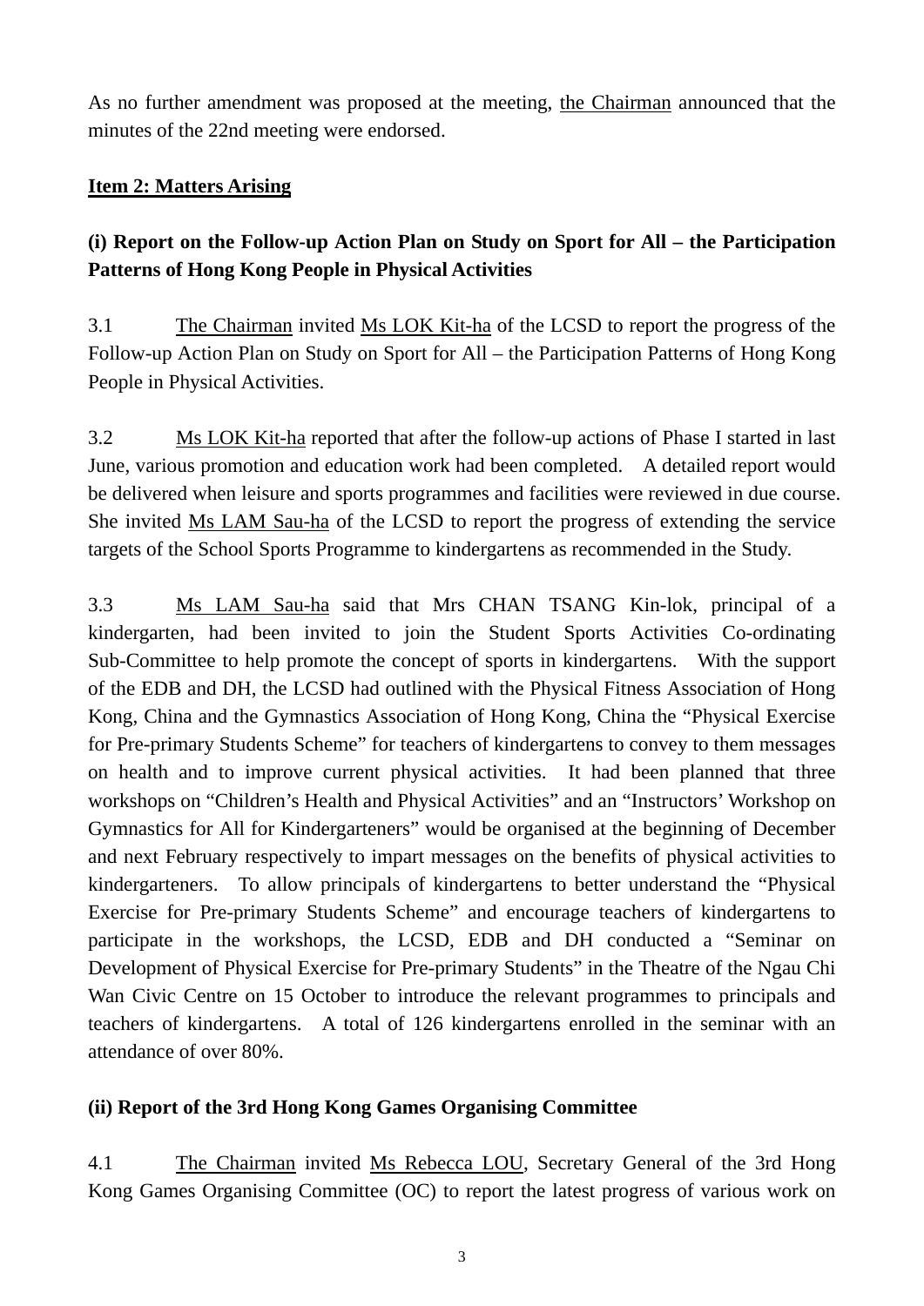As no further amendment was proposed at the meeting, the Chairman announced that the minutes of the 22nd meeting were endorsed.

**Item 2: Matters Arising**

**(i) Report on the Follow-up Action Plan on Study on Sport for All – the Participation Patterns of Hong Kong People in Physical Activities**

3.1 The Chairman invited Ms LOK Kit-ha of the LCSD to report the progress of the Follow-up Action Plan on Study on Sport for All – the Participation Patterns of Hong Kong People in Physical Activities.

3.2 Ms LOK Kit-ha reported that after the follow-up actions of Phase I started in last June, various promotion and education work had been completed. A detailed report would be delivered when leisure and sports programmes and facilities were reviewed in due course. She invited Ms LAM Sau-ha of the LCSD to report the progress of extending the service targets of the School Sports Programme to kindergartens as recommended in the Study.

3.3 Ms LAM Sau-ha said that Mrs CHAN TSANG Kin-lok, principal of a kindergarten, had been invited to join the Student Sports Activities Co-ordinating Sub-Committee to help promote the concept of sports in kindergartens. With the support of the EDB and DH, the LCSD had outlined with the Physical Fitness Association of Hong Kong, China and the Gymnastics Association of Hong Kong, China the "Physical Exercise for Pre-primary Students Scheme" for teachers of kindergartens to convey to them messages on health and to improve current physical activities. It had been planned that three workshops on "Children's Health and Physical Activities" and an "Instructors' Workshop on Gymnastics for All for Kindergarteners" would be organised at the beginning of December and next February respectively to impart messages on the benefits of physical activities to kindergarteners. To allow principals of kindergartens to better understand the "Physical Exercise for Pre-primary Students Scheme" and encourage teachers of kindergartens to participate in the workshops, the LCSD, EDB and DH conducted a "Seminar on Development of Physical Exercise for Pre-primary Students" in the Theatre of the Ngau Chi Wan Civic Centre on 15 October to introduce the relevant programmes to principals and teachers of kindergartens. A total of 126 kindergartens enrolled in the seminar with an attendance of over 80%.

**(ii) Report of the 3rd Hong Kong Games Organising Committee**

4.1 The Chairman invited Ms Rebecca LOU, Secretary General of the 3rd Hong Kong Games Organising Committee (OC) to report the latest progress of various work on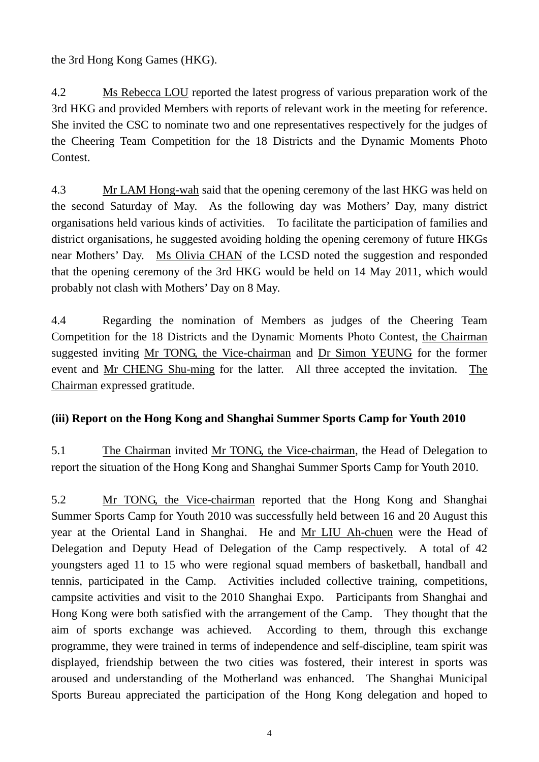the 3rd Hong Kong Games (HKG).

4.2 Ms Rebecca LOU reported the latest progress of various preparation work of the 3rd HKG and provided Members with reports of relevant work in the meeting for reference. She invited the CSC to nominate two and one representatives respectively for the judges of the Cheering Team Competition for the 18 Districts and the Dynamic Moments Photo Contest.

4.3 Mr LAM Hong-wah said that the opening ceremony of the last HKG was held on the second Saturday of May. As the following day was Mothers' Day, many district organisations held various kinds of activities. To facilitate the participation of families and district organisations, he suggested avoiding holding the opening ceremony of future HKGs near Mothers' Day. Ms Olivia CHAN of the LCSD noted the suggestion and responded that the opening ceremony of the 3rd HKG would be held on 14 May 2011, which would probably not clash with Mothers' Day on 8 May.

4.4 Regarding the nomination of Members as judges of the Cheering Team Competition for the 18 Districts and the Dynamic Moments Photo Contest, the Chairman suggested inviting Mr TONG, the Vice-chairman and Dr Simon YEUNG for the former event and Mr CHENG Shu-ming for the latter. All three accepted the invitation. The Chairman expressed gratitude.

**(iii) Report on the Hong Kong and Shanghai Summer Sports Camp for Youth 2010**

5.1 The Chairman invited Mr TONG, the Vice-chairman, the Head of Delegation to report the situation of the Hong Kong and Shanghai Summer Sports Camp for Youth 2010.

5.2 Mr TONG, the Vice-chairman reported that the Hong Kong and Shanghai Summer Sports Camp for Youth 2010 was successfully held between 16 and 20 August this year at the Oriental Land in Shanghai. He and Mr LIU Ah-chuen were the Head of Delegation and Deputy Head of Delegation of the Camp respectively. A total of 42 youngsters aged 11 to 15 who were regional squad members of basketball, handball and tennis, participated in the Camp. Activities included collective training, competitions, campsite activities and visit to the 2010 Shanghai Expo. Participants from Shanghai and Hong Kong were both satisfied with the arrangement of the Camp. They thought that the aim of sports exchange was achieved. According to them, through this exchange programme, they were trained in terms of independence and self-discipline, team spirit was displayed, friendship between the two cities was fostered, their interest in sports was aroused and understanding of the Motherland was enhanced. The Shanghai Municipal Sports Bureau appreciated the participation of the Hong Kong delegation and hoped to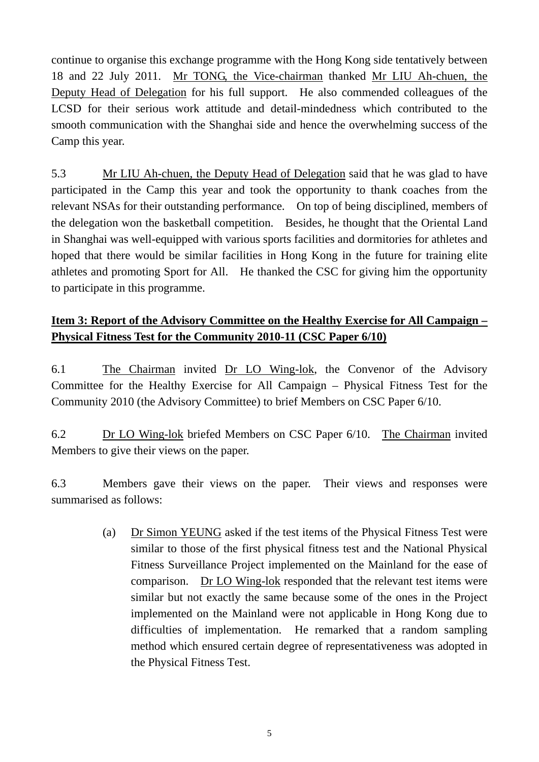continue to organise this exchange programme with the Hong Kong side tentatively between 18 and 22 July 2011. Mr TONG, the Vice-chairman thanked Mr LIU Ah-chuen, the Deputy Head of Delegation for his full support. He also commended colleagues of the LCSD for their serious work attitude and detail-mindedness which contributed to the smooth communication with the Shanghai side and hence the overwhelming success of the Camp this year.

5.3 Mr LIU Ah-chuen, the Deputy Head of Delegation said that he was glad to have participated in the Camp this year and took the opportunity to thank coaches from the relevant NSAs for their outstanding performance. On top of being disciplined, members of the delegation won the basketball competition. Besides, he thought that the Oriental Land in Shanghai was well-equipped with various sports facilities and dormitories for athletes and hoped that there would be similar facilities in Hong Kong in the future for training elite athletes and promoting Sport for All. He thanked the CSC for giving him the opportunity to participate in this programme.

**Item 3: Report of the Advisory Committee on the Healthy Exercise for All Campaign – Physical Fitness Test for the Community 2010-11 (CSC Paper 6/10)**

6.1 The Chairman invited Dr LO Wing-lok, the Convenor of the Advisory Committee for the Healthy Exercise for All Campaign – Physical Fitness Test for the Community 2010 (the Advisory Committee) to brief Members on CSC Paper 6/10.

6.2 Dr LO Wing-lok briefed Members on CSC Paper 6/10. The Chairman invited Members to give their views on the paper.

6.3 Members gave their views on the paper. Their views and responses were summarised as follows:

(a) Dr Simon YEUNG asked if the test items of the Physical Fitness Test were similar to those of the first physical fitness test and the National Physical Fitness Surveillance Project implemented on the Mainland for the ease of comparison. Dr LO Wing-lok responded that the relevant test items were similar but not exactly the same because some of the ones in the Project implemented on the Mainland were not applicable in Hong Kong due to difficulties of implementation. He remarked that a random sampling method which ensured certain degree of representativeness was adopted in the Physical Fitness Test.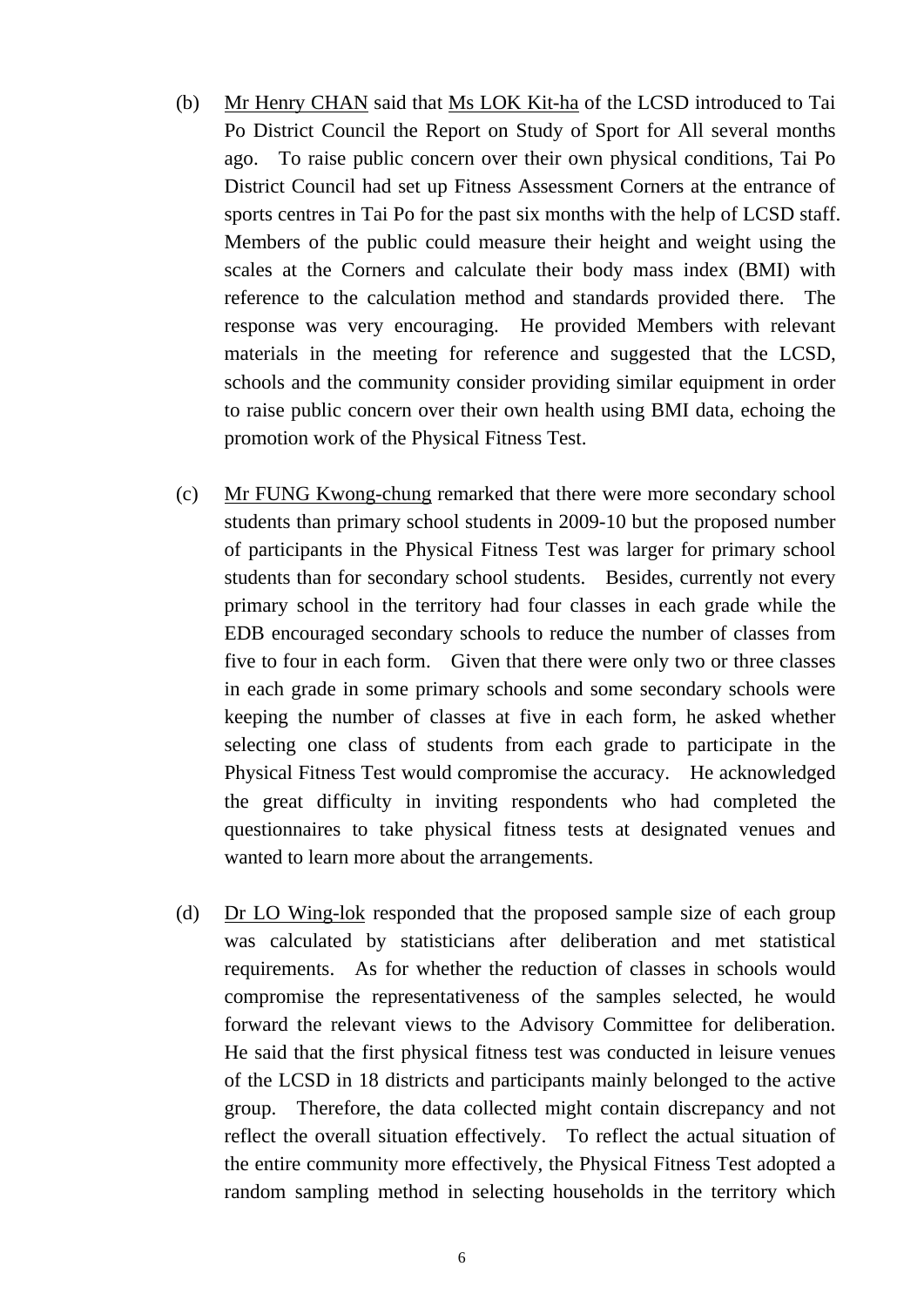(b) Mr Henry CHAN said that Ms LOK Kit-ha of the LCSD introduced to Tai Po District Council the Report on Study of Sport for All several months ago. To raise public concern over their own physical conditions, Tai Po District Council had set up Fitness Assessment Corners at the entrance of sports centres in Tai Po for the past six months with the help of LCSD staff. Members of the public could measure their height and weight using the scales at the Corners and calculate their body mass index (BMI) with reference to the calculation method and standards provided there. The response was very encouraging. He provided Members with relevant materials in the meeting for reference and suggested that the LCSD, schools and the community consider providing similar equipment in order to raise public concern over their own health using BMI data, echoing the promotion work of the Physical Fitness Test.

(c) Mr FUNG Kwong-chung remarked that there were more secondary school students than primary school students in 2009-10 but the proposed number of participants in the Physical Fitness Test was larger for primary school students than for secondary school students. Besides, currently not every primary school in the territory had four classes in each grade while the EDB encouraged secondary schools to reduce the number of classes from five to four in each form. Given that there were only two or three classes in each grade in some primary schools and some secondary schools were keeping the number of classes at five in each form, he asked whether selecting one class of students from each grade to participate in the Physical Fitness Test would compromise the accuracy. He acknowledged the great difficulty in inviting respondents who had completed the questionnaires to take physical fitness tests at designated venues and wanted to learn more about the arrangements.

(d) Dr LO Wing-lok responded that the proposed sample size of each group was calculated by statisticians after deliberation and met statistical requirements. As for whether the reduction of classes in schools would compromise the representativeness of the samples selected, he would forward the relevant views to the Advisory Committee for deliberation. He said that the first physical fitness test was conducted in leisure venues of the LCSD in 18 districts and participants mainly belonged to the active group. Therefore, the data collected might contain discrepancy and not reflect the overall situation effectively. To reflect the actual situation of the entire community more effectively, the Physical Fitness Test adopted a random sampling method in selecting households in the territory which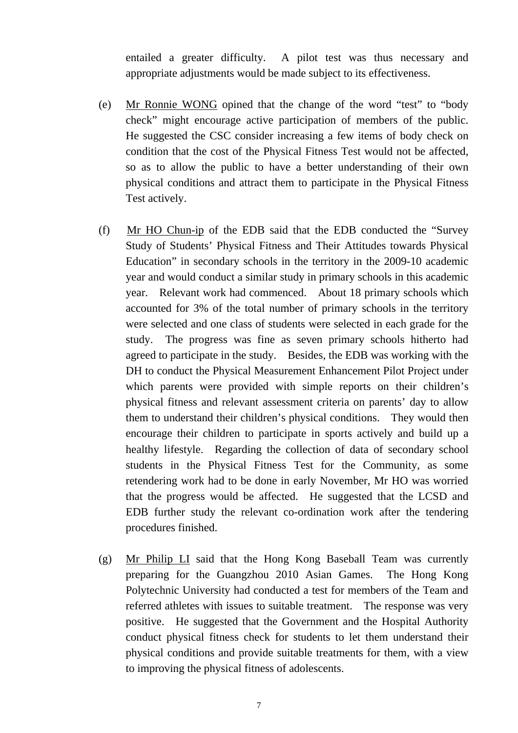entailed a greater difficulty. A pilot test was thus necessary and appropriate adjustments would be made subject to its effectiveness.

(e) Mr Ronnie WONG opined that the change of the word "test" to "body check" might encourage active participation of members of the public. He suggested the CSC consider increasing a few items of body check on condition that the cost of the Physical Fitness Test would not be affected, so as to allow the public to have a better understanding of their own physical conditions and attract them to participate in the Physical Fitness Test actively.

(f) Mr HO Chun-ip of the EDB said that the EDB conducted the "Survey Study of Students' Physical Fitness and Their Attitudes towards Physical Education" in secondary schools in the territory in the 2009-10 academic year and would conduct a similar study in primary schools in this academic year. Relevant work had commenced. About 18 primary schools which accounted for 3% of the total number of primary schools in the territory were selected and one class of students were selected in each grade for the study. The progress was fine as seven primary schools hitherto had agreed to participate in the study. Besides, the EDB was working with the DH to conduct the Physical Measurement Enhancement Pilot Project under which parents were provided with simple reports on their children's physical fitness and relevant assessment criteria on parents' day to allow them to understand their children's physical conditions. They would then encourage their children to participate in sports actively and build up a healthy lifestyle. Regarding the collection of data of secondary school students in the Physical Fitness Test for the Community, as some retendering work had to be done in early November, Mr HO was worried that the progress would be affected. He suggested that the LCSD and EDB further study the relevant co-ordination work after the tendering procedures finished.

(g) Mr Philip LI said that the Hong Kong Baseball Team was currently preparing for the Guangzhou 2010 Asian Games. The Hong Kong Polytechnic University had conducted a test for members of the Team and referred athletes with issues to suitable treatment. The response was very positive. He suggested that the Government and the Hospital Authority conduct physical fitness check for students to let them understand their physical conditions and provide suitable treatments for them, with a view to improving the physical fitness of adolescents.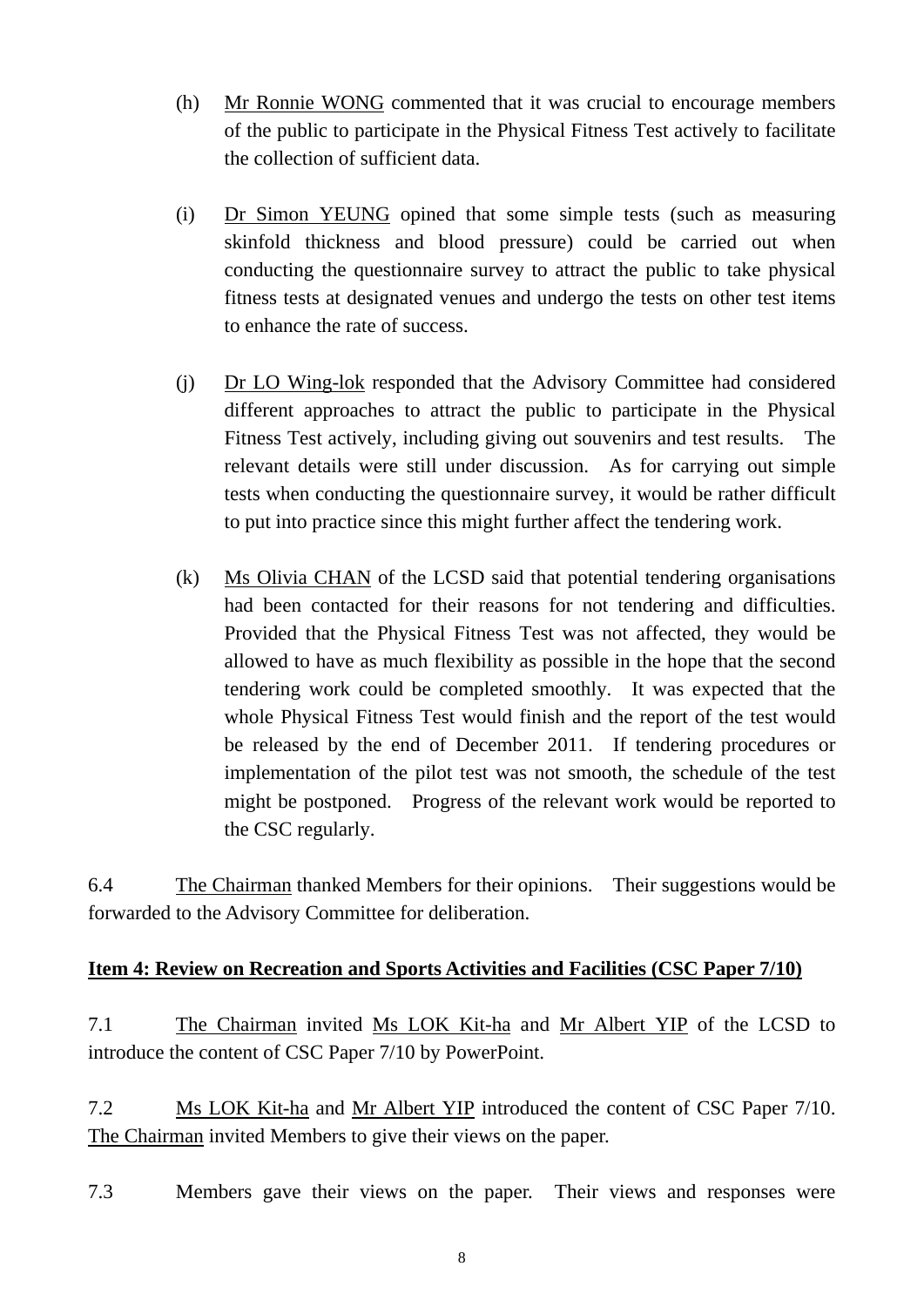(h) Mr Ronnie WONG commented that it was crucial to encourage members of the public to participate in the Physical Fitness Test actively to facilitate the collection of sufficient data.

(i) Dr Simon YEUNG opined that some simple tests (such as measuring skinfold thickness and blood pressure) could be carried out when conducting the questionnaire survey to attract the public to take physical fitness tests at designated venues and undergo the tests on other test items to enhance the rate of success.

(j) Dr LO Wing-lok responded that the Advisory Committee had considered different approaches to attract the public to participate in the Physical Fitness Test actively, including giving out souvenirs and test results. The relevant details were still under discussion. As for carrying out simple tests when conducting the questionnaire survey, it would be rather difficult to put into practice since this might further affect the tendering work.

(k) Ms Olivia CHAN of the LCSD said that potential tendering organisations had been contacted for their reasons for not tendering and difficulties. Provided that the Physical Fitness Test was not affected, they would be allowed to have as much flexibility as possible in the hope that the second tendering work could be completed smoothly. It was expected that the whole Physical Fitness Test would finish and the report of the test would be released by the end of December 2011. If tendering procedures or implementation of the pilot test was not smooth, the schedule of the test might be postponed. Progress of the relevant work would be reported to the CSC regularly.

6.4 The Chairman thanked Members for their opinions. Their suggestions would be forwarded to the Advisory Committee for deliberation.

**Item 4: Review on Recreation and Sports Activities and Facilities (CSC Paper 7/10)**

7.1 The Chairman invited Ms LOK Kit-ha and Mr Albert YIP of the LCSD to introduce the content of CSC Paper 7/10 by PowerPoint.

7.2 Ms LOK Kit-ha and Mr Albert YIP introduced the content of CSC Paper 7/10. The Chairman invited Members to give their views on the paper.

7.3 Members gave their views on the paper. Their views and responses were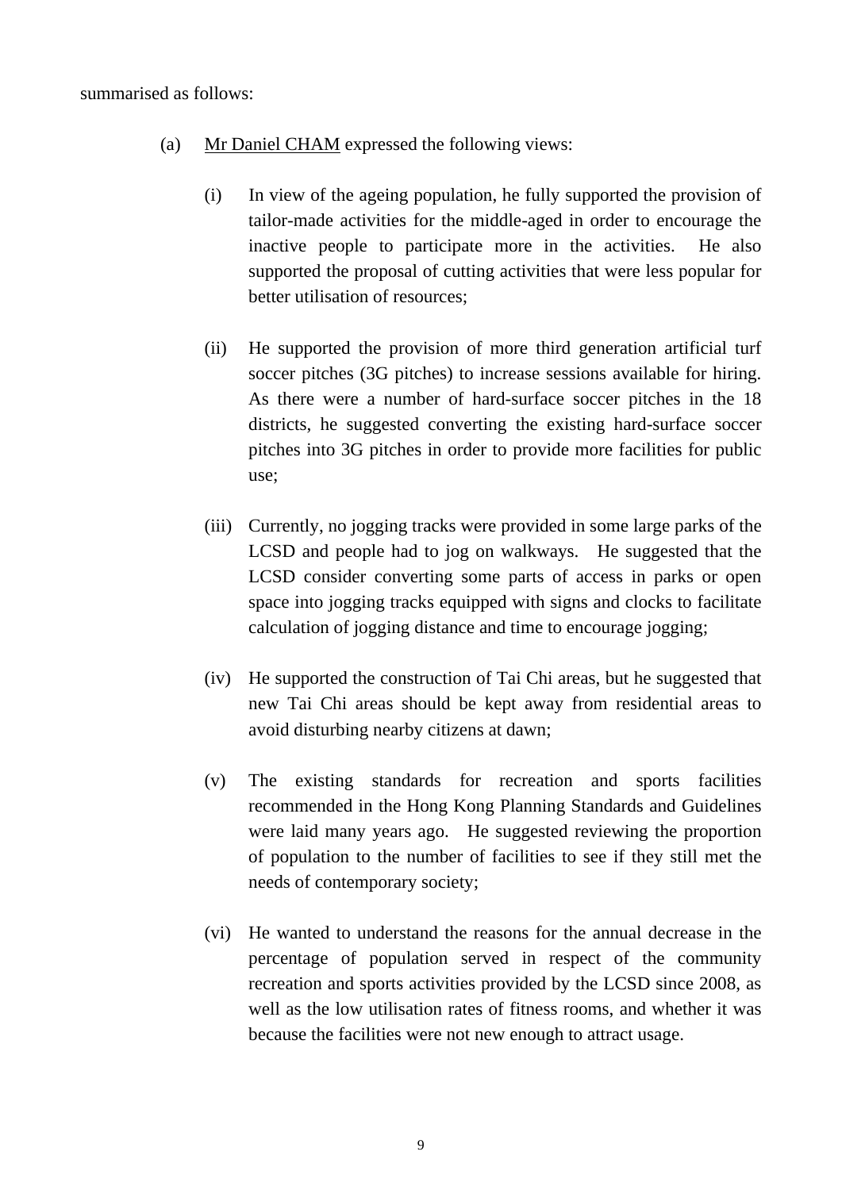summarised as follows:

(a) <u>Mr Daniel CHAM</u> expressed the following views:

  (i) In view of the ageing population, he fully supported the provision of tailor-made activities for the middle-aged in order to encourage the inactive people to participate more in the activities. He also supported the proposal of cutting activities that were less popular for better utilisation of resources;

  (ii) He supported the provision of more third generation artificial turf soccer pitches (3G pitches) to increase sessions available for hiring. As there were a number of hard-surface soccer pitches in the 18 districts, he suggested converting the existing hard-surface soccer pitches into 3G pitches in order to provide more facilities for public use;

  (iii) Currently, no jogging tracks were provided in some large parks of the LCSD and people had to jog on walkways. He suggested that the LCSD consider converting some parts of access in parks or open space into jogging tracks equipped with signs and clocks to facilitate calculation of jogging distance and time to encourage jogging;

  (iv) He supported the construction of Tai Chi areas, but he suggested that new Tai Chi areas should be kept away from residential areas to avoid disturbing nearby citizens at dawn;

  (v) The existing standards for recreation and sports facilities recommended in the Hong Kong Planning Standards and Guidelines were laid many years ago. He suggested reviewing the proportion of population to the number of facilities to see if they still met the needs of contemporary society;

  (vi) He wanted to understand the reasons for the annual decrease in the percentage of population served in respect of the community recreation and sports activities provided by the LCSD since 2008, as well as the low utilisation rates of fitness rooms, and whether it was because the facilities were not new enough to attract usage.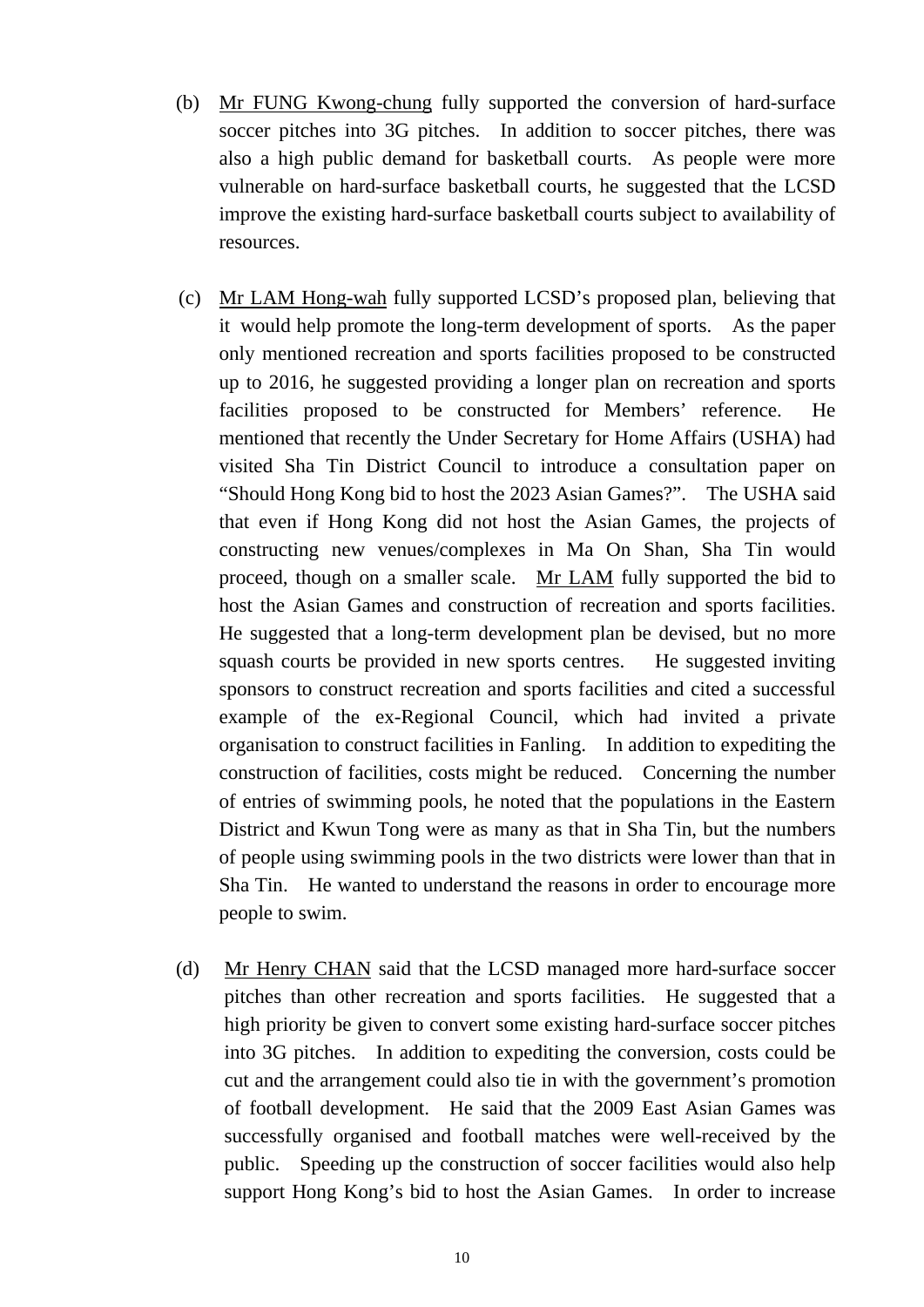(b) Mr FUNG Kwong-chung fully supported the conversion of hard-surface soccer pitches into 3G pitches. In addition to soccer pitches, there was also a high public demand for basketball courts. As people were more vulnerable on hard-surface basketball courts, he suggested that the LCSD improve the existing hard-surface basketball courts subject to availability of resources.

(c) Mr LAM Hong-wah fully supported LCSD's proposed plan, believing that it would help promote the long-term development of sports. As the paper only mentioned recreation and sports facilities proposed to be constructed up to 2016, he suggested providing a longer plan on recreation and sports facilities proposed to be constructed for Members' reference. He mentioned that recently the Under Secretary for Home Affairs (USHA) had visited Sha Tin District Council to introduce a consultation paper on "Should Hong Kong bid to host the 2023 Asian Games?". The USHA said that even if Hong Kong did not host the Asian Games, the projects of constructing new venues/complexes in Ma On Shan, Sha Tin would proceed, though on a smaller scale. Mr LAM fully supported the bid to host the Asian Games and construction of recreation and sports facilities. He suggested that a long-term development plan be devised, but no more squash courts be provided in new sports centres. He suggested inviting sponsors to construct recreation and sports facilities and cited a successful example of the ex-Regional Council, which had invited a private organisation to construct facilities in Fanling. In addition to expediting the construction of facilities, costs might be reduced. Concerning the number of entries of swimming pools, he noted that the populations in the Eastern District and Kwun Tong were as many as that in Sha Tin, but the numbers of people using swimming pools in the two districts were lower than that in Sha Tin. He wanted to understand the reasons in order to encourage more people to swim.

(d) Mr Henry CHAN said that the LCSD managed more hard-surface soccer pitches than other recreation and sports facilities. He suggested that a high priority be given to convert some existing hard-surface soccer pitches into 3G pitches. In addition to expediting the conversion, costs could be cut and the arrangement could also tie in with the government's promotion of football development. He said that the 2009 East Asian Games was successfully organised and football matches were well-received by the public. Speeding up the construction of soccer facilities would also help support Hong Kong's bid to host the Asian Games. In order to increase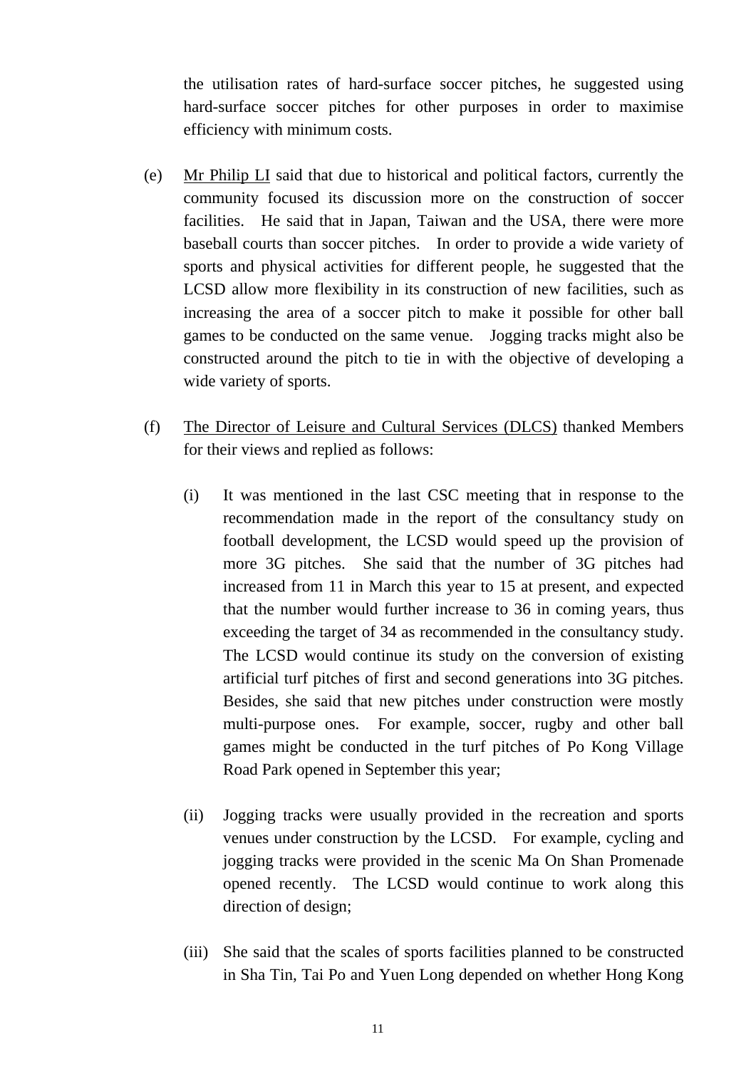the utilisation rates of hard-surface soccer pitches, he suggested using hard-surface soccer pitches for other purposes in order to maximise efficiency with minimum costs.

(e) Mr Philip LI said that due to historical and political factors, currently the community focused its discussion more on the construction of soccer facilities. He said that in Japan, Taiwan and the USA, there were more baseball courts than soccer pitches. In order to provide a wide variety of sports and physical activities for different people, he suggested that the LCSD allow more flexibility in its construction of new facilities, such as increasing the area of a soccer pitch to make it possible for other ball games to be conducted on the same venue. Jogging tracks might also be constructed around the pitch to tie in with the objective of developing a wide variety of sports.

(f) The Director of Leisure and Cultural Services (DLCS) thanked Members for their views and replied as follows:

   (i) It was mentioned in the last CSC meeting that in response to the recommendation made in the report of the consultancy study on football development, the LCSD would speed up the provision of more 3G pitches. She said that the number of 3G pitches had increased from 11 in March this year to 15 at present, and expected that the number would further increase to 36 in coming years, thus exceeding the target of 34 as recommended in the consultancy study. The LCSD would continue its study on the conversion of existing artificial turf pitches of first and second generations into 3G pitches. Besides, she said that new pitches under construction were mostly multi-purpose ones. For example, soccer, rugby and other ball games might be conducted in the turf pitches of Po Kong Village Road Park opened in September this year;

   (ii) Jogging tracks were usually provided in the recreation and sports venues under construction by the LCSD. For example, cycling and jogging tracks were provided in the scenic Ma On Shan Promenade opened recently. The LCSD would continue to work along this direction of design;

   (iii) She said that the scales of sports facilities planned to be constructed in Sha Tin, Tai Po and Yuen Long depended on whether Hong Kong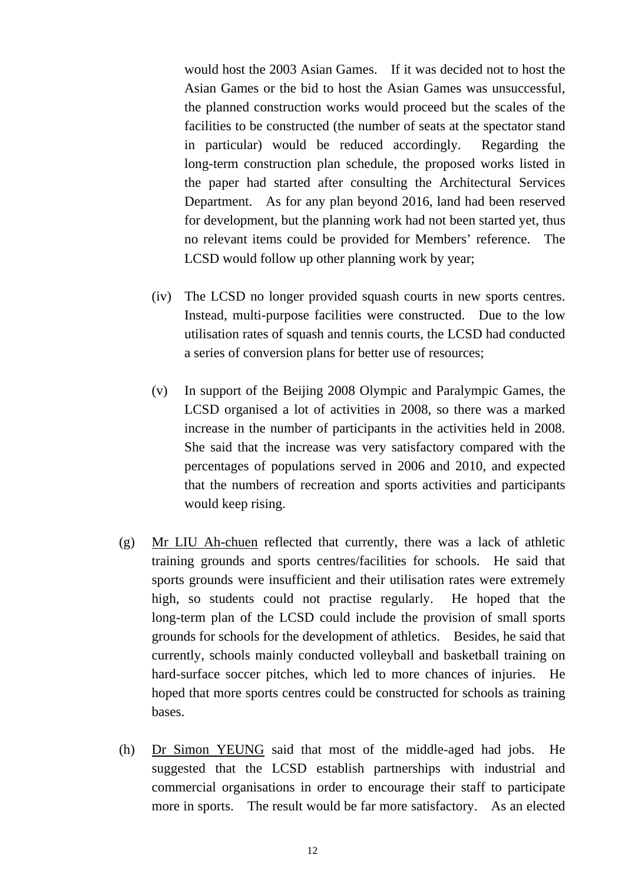would host the 2003 Asian Games. If it was decided not to host the Asian Games or the bid to host the Asian Games was unsuccessful, the planned construction works would proceed but the scales of the facilities to be constructed (the number of seats at the spectator stand in particular) would be reduced accordingly. Regarding the long-term construction plan schedule, the proposed works listed in the paper had started after consulting the Architectural Services Department. As for any plan beyond 2016, land had been reserved for development, but the planning work had not been started yet, thus no relevant items could be provided for Members' reference. The LCSD would follow up other planning work by year;

(iv) The LCSD no longer provided squash courts in new sports centres. Instead, multi-purpose facilities were constructed. Due to the low utilisation rates of squash and tennis courts, the LCSD had conducted a series of conversion plans for better use of resources;

(v) In support of the Beijing 2008 Olympic and Paralympic Games, the LCSD organised a lot of activities in 2008, so there was a marked increase in the number of participants in the activities held in 2008. She said that the increase was very satisfactory compared with the percentages of populations served in 2006 and 2010, and expected that the numbers of recreation and sports activities and participants would keep rising.

(g) Mr LIU Ah-chuen reflected that currently, there was a lack of athletic training grounds and sports centres/facilities for schools. He said that sports grounds were insufficient and their utilisation rates were extremely high, so students could not practise regularly. He hoped that the long-term plan of the LCSD could include the provision of small sports grounds for schools for the development of athletics. Besides, he said that currently, schools mainly conducted volleyball and basketball training on hard-surface soccer pitches, which led to more chances of injuries. He hoped that more sports centres could be constructed for schools as training bases.

(h) Dr Simon YEUNG said that most of the middle-aged had jobs. He suggested that the LCSD establish partnerships with industrial and commercial organisations in order to encourage their staff to participate more in sports. The result would be far more satisfactory. As an elected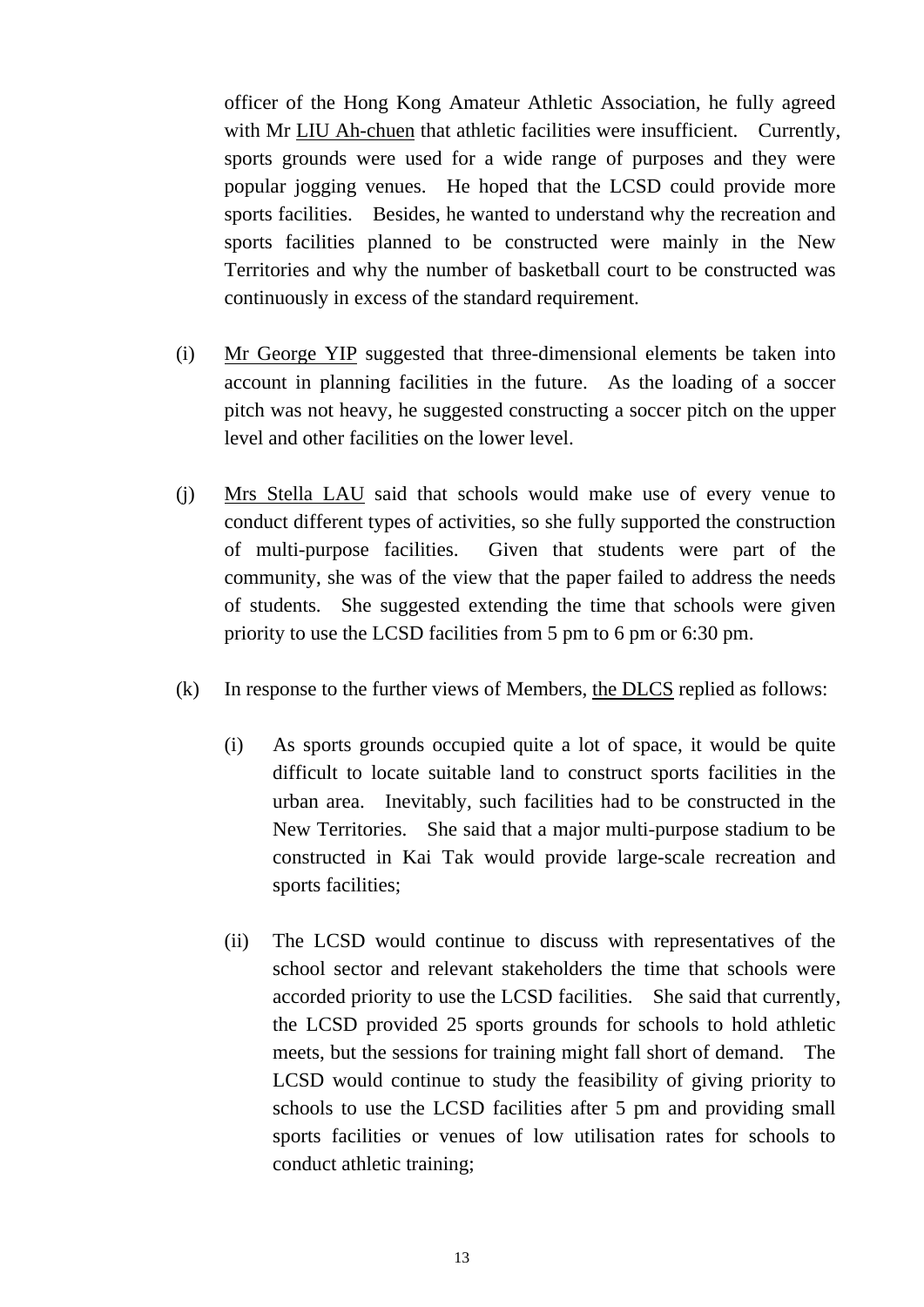officer of the Hong Kong Amateur Athletic Association, he fully agreed with Mr LIU Ah-chuen that athletic facilities were insufficient. Currently, sports grounds were used for a wide range of purposes and they were popular jogging venues. He hoped that the LCSD could provide more sports facilities. Besides, he wanted to understand why the recreation and sports facilities planned to be constructed were mainly in the New Territories and why the number of basketball court to be constructed was continuously in excess of the standard requirement.

(i) Mr George YIP suggested that three-dimensional elements be taken into account in planning facilities in the future. As the loading of a soccer pitch was not heavy, he suggested constructing a soccer pitch on the upper level and other facilities on the lower level.

(j) Mrs Stella LAU said that schools would make use of every venue to conduct different types of activities, so she fully supported the construction of multi-purpose facilities. Given that students were part of the community, she was of the view that the paper failed to address the needs of students. She suggested extending the time that schools were given priority to use the LCSD facilities from 5 pm to 6 pm or 6:30 pm.

(k) In response to the further views of Members, the DLCS replied as follows:

   (i) As sports grounds occupied quite a lot of space, it would be quite difficult to locate suitable land to construct sports facilities in the urban area. Inevitably, such facilities had to be constructed in the New Territories. She said that a major multi-purpose stadium to be constructed in Kai Tak would provide large-scale recreation and sports facilities;

   (ii) The LCSD would continue to discuss with representatives of the school sector and relevant stakeholders the time that schools were accorded priority to use the LCSD facilities. She said that currently, the LCSD provided 25 sports grounds for schools to hold athletic meets, but the sessions for training might fall short of demand. The LCSD would continue to study the feasibility of giving priority to schools to use the LCSD facilities after 5 pm and providing small sports facilities or venues of low utilisation rates for schools to conduct athletic training;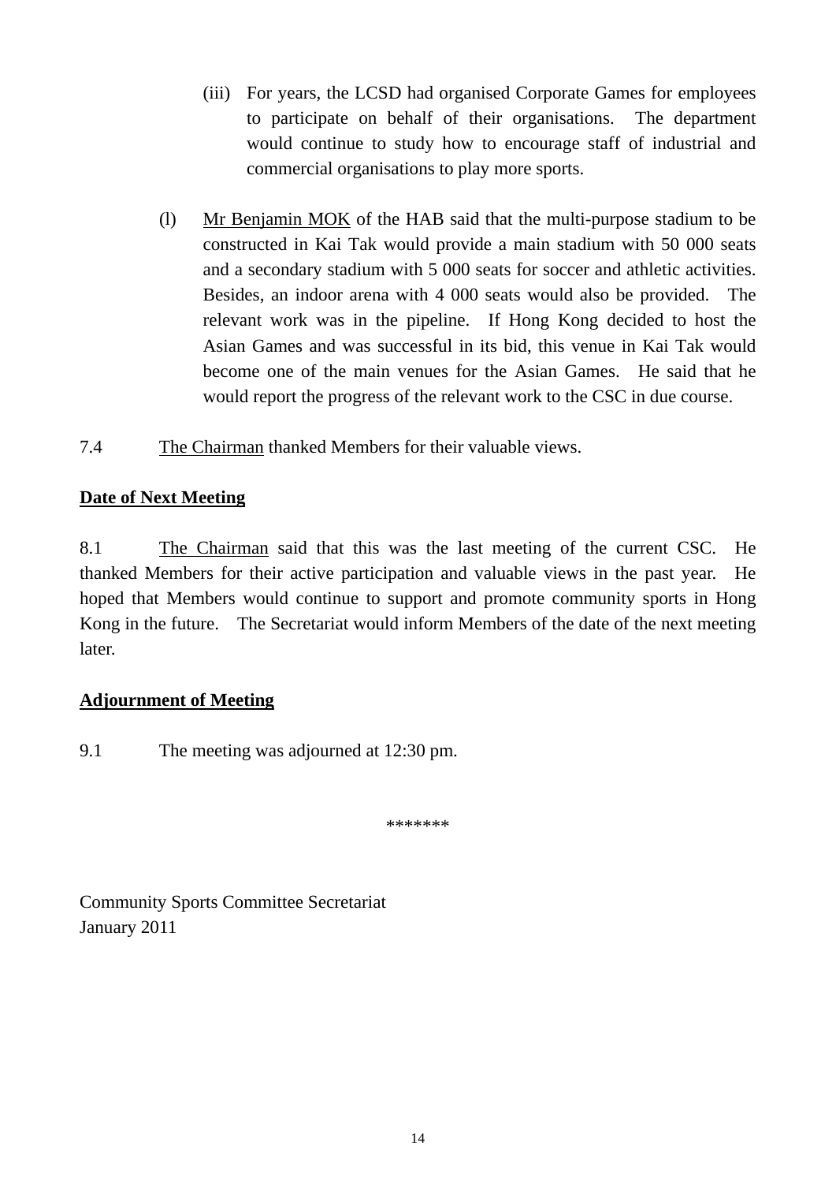(iii) For years, the LCSD had organised Corporate Games for employees to participate on behalf of their organisations. The department would continue to study how to encourage staff of industrial and commercial organisations to play more sports.

(l) Mr Benjamin MOK of the HAB said that the multi-purpose stadium to be constructed in Kai Tak would provide a main stadium with 50 000 seats and a secondary stadium with 5 000 seats for soccer and athletic activities. Besides, an indoor arena with 4 000 seats would also be provided. The relevant work was in the pipeline. If Hong Kong decided to host the Asian Games and was successful in its bid, this venue in Kai Tak would become one of the main venues for the Asian Games. He said that he would report the progress of the relevant work to the CSC in due course.

7.4 The Chairman thanked Members for their valuable views.

**Date of Next Meeting**

8.1 The Chairman said that this was the last meeting of the current CSC. He thanked Members for their active participation and valuable views in the past year. He hoped that Members would continue to support and promote community sports in Hong Kong in the future. The Secretariat would inform Members of the date of the next meeting later.

**Adjournment of Meeting**

9.1 The meeting was adjourned at 12:30 pm.

*******

Community Sports Committee Secretariat
January 2011